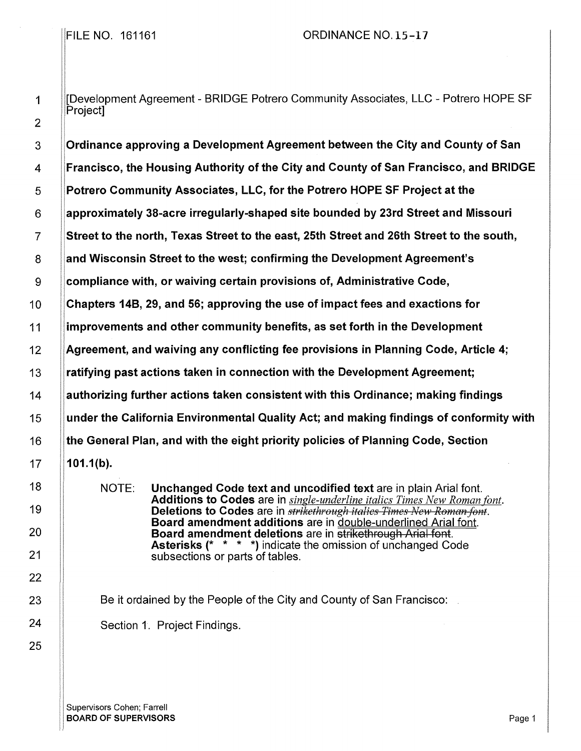FILE NO. 161161 ORDINANCE NO. 15-17

[Development Agreement - BRIDGE Potrero Community Associates, LLC - Potrero HOPE SF Project]

**Ordinance approving a Development Agreement between the City and County of San Francisco, the Housing Authority of the City and County of San Francisco, and BRIDGE Potrero Community Associates, LLC, for the Potrero HOPE SF Project at the approximately 38-acre irregularly-shaped site bounded by 23rd Street and Missouri Street to the north, Texas Street to the east, 25th Street and 26th Street to the south, and Wisconsin Street to the west; confirming the Development Agreement's compliance with, or waiving certain provisions of, Administrative Code, Chapters 14B, 29, and 56; approving the use of impact fees and exactions for improvements and other community benefits, as set forth in the Development Agreement, and waiving any conflicting fee provisions in Planning Code, Article 4; ratifying past actions taken in connection with the Development Agreement; authorizing further actions taken consistent with this Ordinance; making findings under the California Environmental Quality Act; and making findings of conformity with the General Plan, and with the eight priority policies of Planning Code, Section 101.1(b).**

NOTE: **Unchanged Code text and uncodified text** are in plain Arial font. **Additions to Codes** are in *single-underline italics Times New Roman font*. **Deletions to Codes** are in ~~*strikethrough italics Times New Roman font*~~. **Board amendment additions** are in double-underlined Arial font. **Board amendment deletions** are in ~~strikethrough Arial font~~. **Asterisks (* * * *)** indicate the omission of unchanged Code subsections or parts of tables.

Be it ordained by the People of the City and County of San Francisco:

Section 1. Project Findings.

Supervisors Cohen; Farrell
**BOARD OF SUPERVISORS**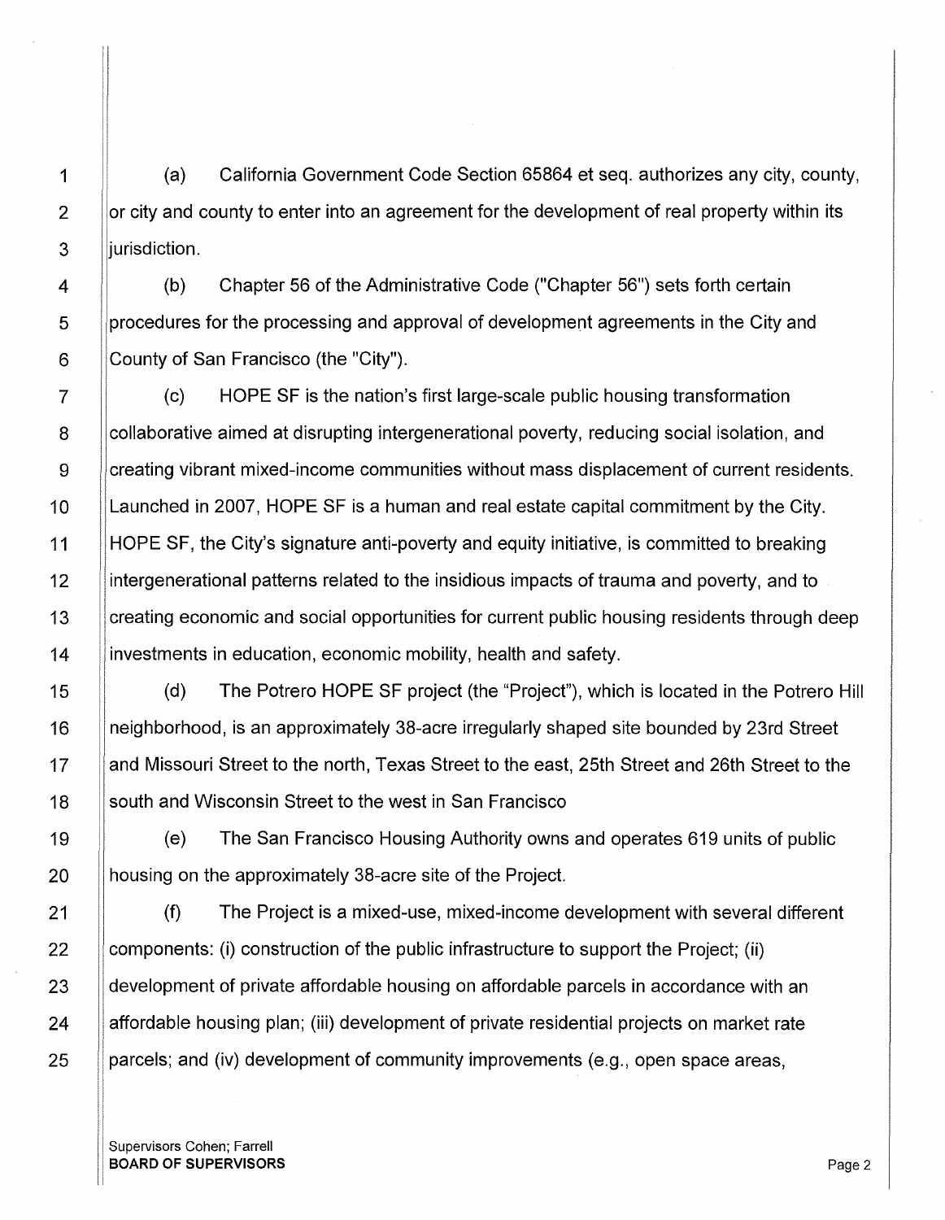(a) California Government Code Section 65864 et seq. authorizes any city, county, or city and county to enter into an agreement for the development of real property within its jurisdiction.

(b) Chapter 56 of the Administrative Code ("Chapter 56") sets forth certain procedures for the processing and approval of development agreements in the City and County of San Francisco (the "City").

(c) HOPE SF is the nation's first large-scale public housing transformation collaborative aimed at disrupting intergenerational poverty, reducing social isolation, and creating vibrant mixed-income communities without mass displacement of current residents. Launched in 2007, HOPE SF is a human and real estate capital commitment by the City. HOPE SF, the City's signature anti-poverty and equity initiative, is committed to breaking intergenerational patterns related to the insidious impacts of trauma and poverty, and to creating economic and social opportunities for current public housing residents through deep investments in education, economic mobility, health and safety.

(d) The Potrero HOPE SF project (the "Project"), which is located in the Potrero Hill neighborhood, is an approximately 38-acre irregularly shaped site bounded by 23rd Street and Missouri Street to the north, Texas Street to the east, 25th Street and 26th Street to the south and Wisconsin Street to the west in San Francisco

(e) The San Francisco Housing Authority owns and operates 619 units of public housing on the approximately 38-acre site of the Project.

(f) The Project is a mixed-use, mixed-income development with several different components: (i) construction of the public infrastructure to support the Project; (ii) development of private affordable housing on affordable parcels in accordance with an affordable housing plan; (iii) development of private residential projects on market rate parcels; and (iv) development of community improvements (e.g., open space areas,

Supervisors Cohen; Farrell
**BOARD OF SUPERVISORS**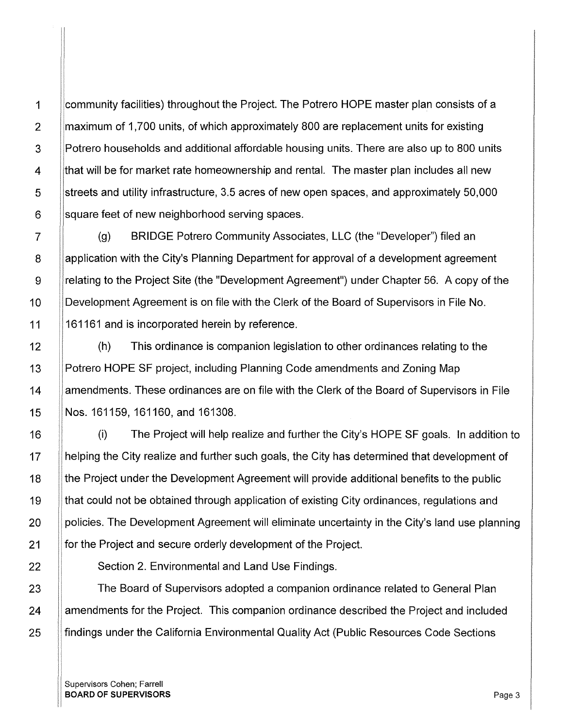community facilities) throughout the Project. The Potrero HOPE master plan consists of a maximum of 1,700 units, of which approximately 800 are replacement units for existing Potrero households and additional affordable housing units. There are also up to 800 units that will be for market rate homeownership and rental. The master plan includes all new streets and utility infrastructure, 3.5 acres of new open spaces, and approximately 50,000 square feet of new neighborhood serving spaces.

(g) BRIDGE Potrero Community Associates, LLC (the "Developer") filed an application with the City's Planning Department for approval of a development agreement relating to the Project Site (the "Development Agreement") under Chapter 56. A copy of the Development Agreement is on file with the Clerk of the Board of Supervisors in File No. 161161 and is incorporated herein by reference.

(h) This ordinance is companion legislation to other ordinances relating to the Potrero HOPE SF project, including Planning Code amendments and Zoning Map amendments. These ordinances are on file with the Clerk of the Board of Supervisors in File Nos. 161159, 161160, and 161308.

(i) The Project will help realize and further the City's HOPE SF goals. In addition to helping the City realize and further such goals, the City has determined that development of the Project under the Development Agreement will provide additional benefits to the public that could not be obtained through application of existing City ordinances, regulations and policies. The Development Agreement will eliminate uncertainty in the City's land use planning for the Project and secure orderly development of the Project.

Section 2. Environmental and Land Use Findings.

The Board of Supervisors adopted a companion ordinance related to General Plan amendments for the Project. This companion ordinance described the Project and included findings under the California Environmental Quality Act (Public Resources Code Sections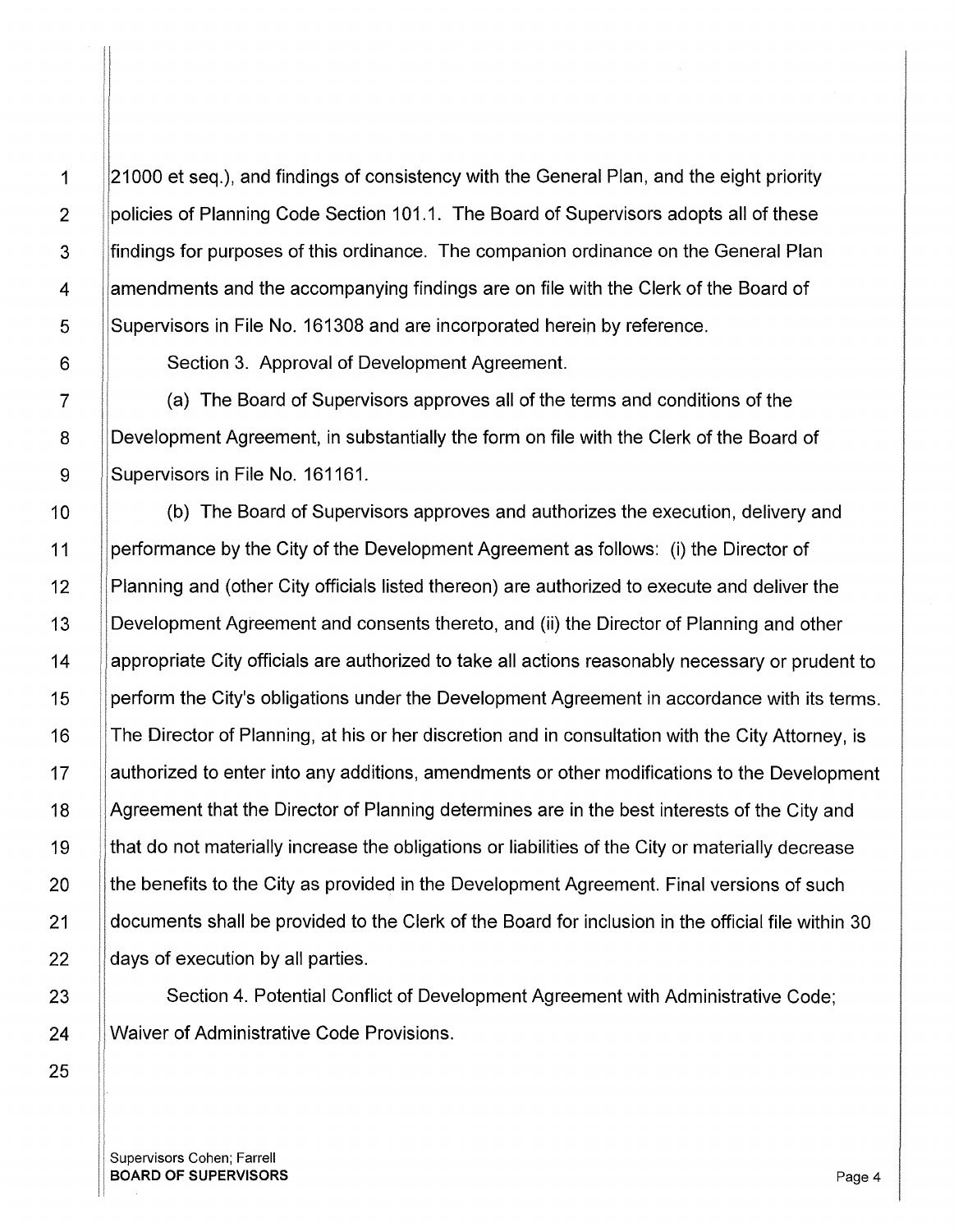21000 et seq.), and findings of consistency with the General Plan, and the eight priority policies of Planning Code Section 101.1. The Board of Supervisors adopts all of these findings for purposes of this ordinance. The companion ordinance on the General Plan amendments and the accompanying findings are on file with the Clerk of the Board of Supervisors in File No. 161308 and are incorporated herein by reference.

Section 3. Approval of Development Agreement.

(a) The Board of Supervisors approves all of the terms and conditions of the Development Agreement, in substantially the form on file with the Clerk of the Board of Supervisors in File No. 161161.

(b) The Board of Supervisors approves and authorizes the execution, delivery and performance by the City of the Development Agreement as follows: (i) the Director of Planning and (other City officials listed thereon) are authorized to execute and deliver the Development Agreement and consents thereto, and (ii) the Director of Planning and other appropriate City officials are authorized to take all actions reasonably necessary or prudent to perform the City's obligations under the Development Agreement in accordance with its terms. The Director of Planning, at his or her discretion and in consultation with the City Attorney, is authorized to enter into any additions, amendments or other modifications to the Development Agreement that the Director of Planning determines are in the best interests of the City and that do not materially increase the obligations or liabilities of the City or materially decrease the benefits to the City as provided in the Development Agreement. Final versions of such documents shall be provided to the Clerk of the Board for inclusion in the official file within 30 days of execution by all parties.

Section 4. Potential Conflict of Development Agreement with Administrative Code; Waiver of Administrative Code Provisions.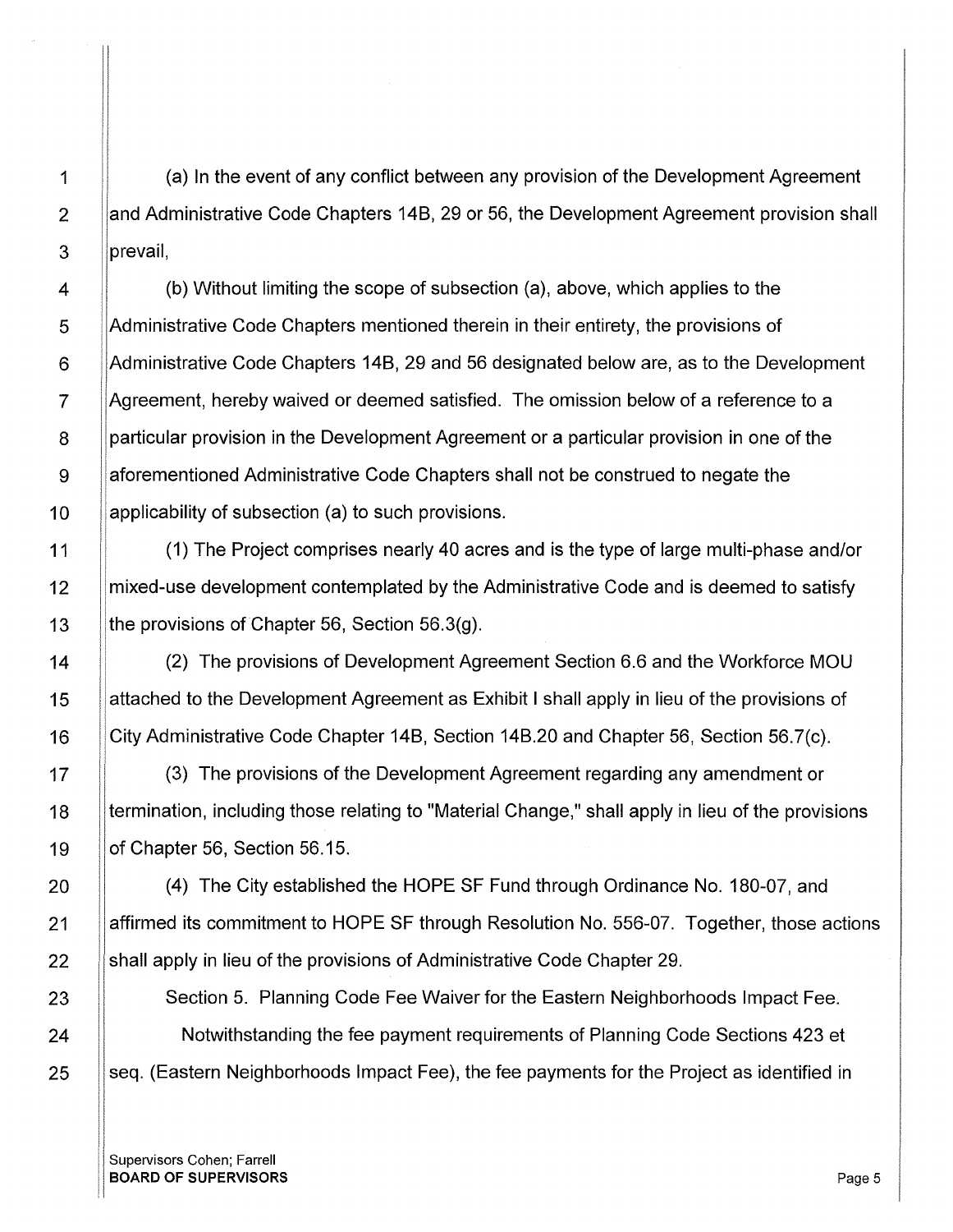(a) In the event of any conflict between any provision of the Development Agreement and Administrative Code Chapters 14B, 29 or 56, the Development Agreement provision shall prevail,

(b) Without limiting the scope of subsection (a), above, which applies to the Administrative Code Chapters mentioned therein in their entirety, the provisions of Administrative Code Chapters 14B, 29 and 56 designated below are, as to the Development Agreement, hereby waived or deemed satisfied. The omission below of a reference to a particular provision in the Development Agreement or a particular provision in one of the aforementioned Administrative Code Chapters shall not be construed to negate the applicability of subsection (a) to such provisions.

(1) The Project comprises nearly 40 acres and is the type of large multi-phase and/or mixed-use development contemplated by the Administrative Code and is deemed to satisfy the provisions of Chapter 56, Section 56.3(g).

(2) The provisions of Development Agreement Section 6.6 and the Workforce MOU attached to the Development Agreement as Exhibit I shall apply in lieu of the provisions of City Administrative Code Chapter 14B, Section 14B.20 and Chapter 56, Section 56.7(c).

(3) The provisions of the Development Agreement regarding any amendment or termination, including those relating to "Material Change," shall apply in lieu of the provisions of Chapter 56, Section 56.15.

(4) The City established the HOPE SF Fund through Ordinance No. 180-07, and affirmed its commitment to HOPE SF through Resolution No. 556-07. Together, those actions shall apply in lieu of the provisions of Administrative Code Chapter 29.

Section 5. Planning Code Fee Waiver for the Eastern Neighborhoods Impact Fee.

Notwithstanding the fee payment requirements of Planning Code Sections 423 et seq. (Eastern Neighborhoods Impact Fee), the fee payments for the Project as identified in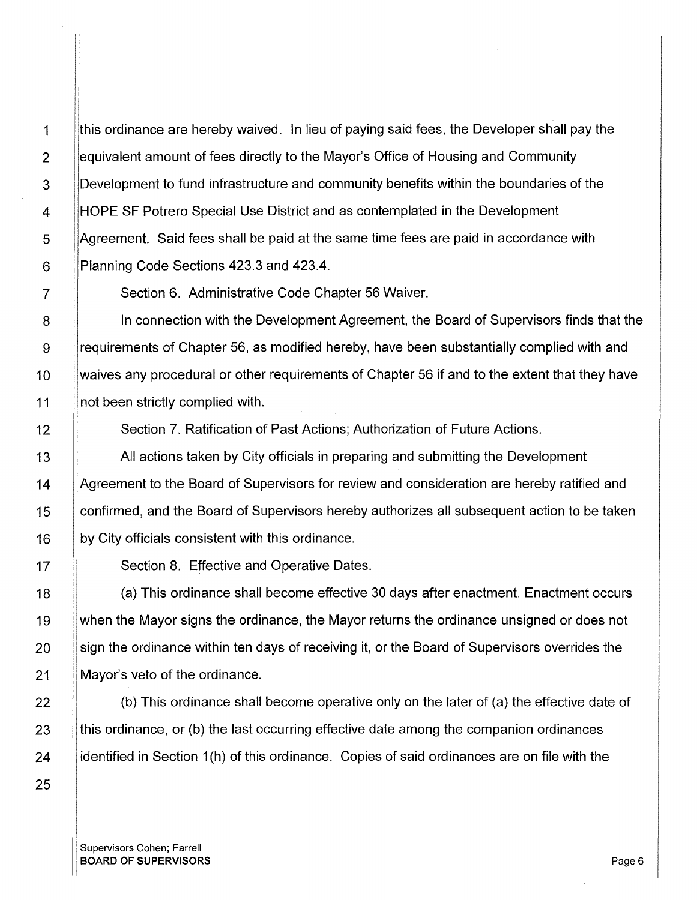this ordinance are hereby waived. In lieu of paying said fees, the Developer shall pay the equivalent amount of fees directly to the Mayor's Office of Housing and Community Development to fund infrastructure and community benefits within the boundaries of the HOPE SF Potrero Special Use District and as contemplated in the Development Agreement. Said fees shall be paid at the same time fees are paid in accordance with Planning Code Sections 423.3 and 423.4.

Section 6. Administrative Code Chapter 56 Waiver.

In connection with the Development Agreement, the Board of Supervisors finds that the requirements of Chapter 56, as modified hereby, have been substantially complied with and waives any procedural or other requirements of Chapter 56 if and to the extent that they have not been strictly complied with.

Section 7. Ratification of Past Actions; Authorization of Future Actions.

All actions taken by City officials in preparing and submitting the Development Agreement to the Board of Supervisors for review and consideration are hereby ratified and confirmed, and the Board of Supervisors hereby authorizes all subsequent action to be taken by City officials consistent with this ordinance.

Section 8. Effective and Operative Dates.

(a) This ordinance shall become effective 30 days after enactment. Enactment occurs when the Mayor signs the ordinance, the Mayor returns the ordinance unsigned or does not sign the ordinance within ten days of receiving it, or the Board of Supervisors overrides the Mayor's veto of the ordinance.

(b) This ordinance shall become operative only on the later of (a) the effective date of this ordinance, or (b) the last occurring effective date among the companion ordinances identified in Section 1(h) of this ordinance. Copies of said ordinances are on file with the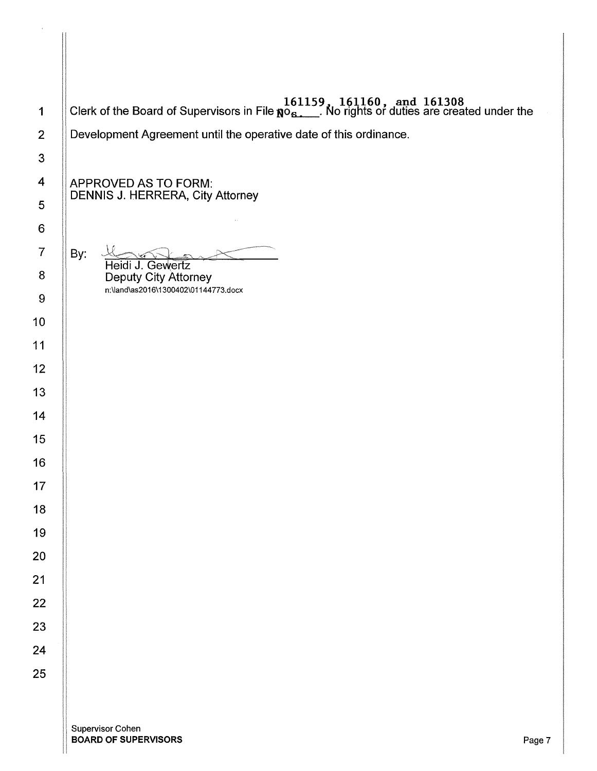Clerk of the Board of Supervisors in File Nos. 161159, 161160, and 161308. No rights or duties are created under the Development Agreement until the operative date of this ordinance.

APPROVED AS TO FORM:
DENNIS J. HERRERA, City Attorney

By: ______________________
Heidi J. Gewertz
Deputy City Attorney
n:\land\as2016\1300402\01144773.docx

Supervisor Cohen
**BOARD OF SUPERVISORS**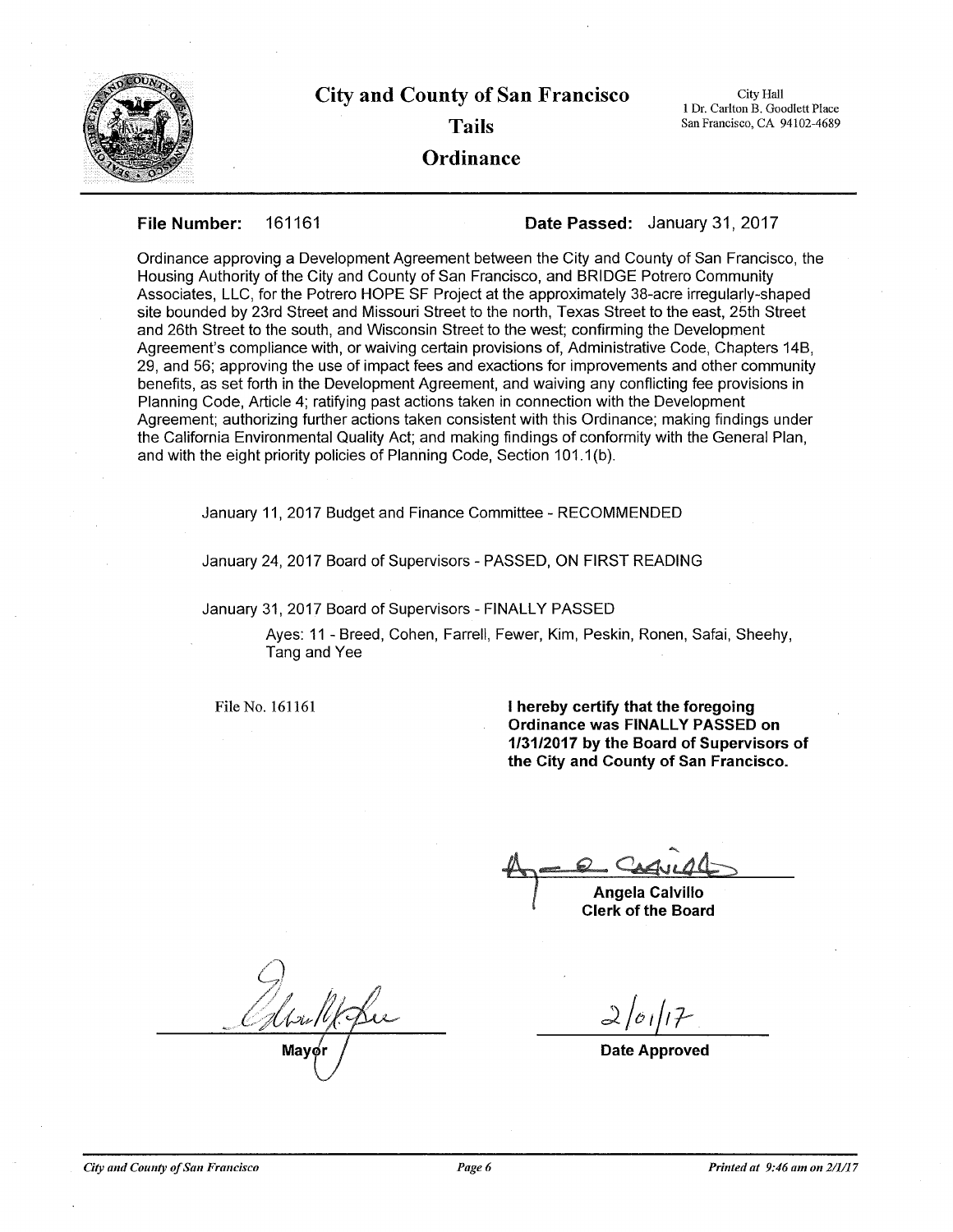# City and County of San Francisco

## Tails

## Ordinance

City Hall
1 Dr. Carlton B. Goodlett Place
San Francisco, CA 94102-4689

**File Number:** 161161 **Date Passed:** January 31, 2017

Ordinance approving a Development Agreement between the City and County of San Francisco, the Housing Authority of the City and County of San Francisco, and BRIDGE Potrero Community Associates, LLC, for the Potrero HOPE SF Project at the approximately 38-acre irregularly-shaped site bounded by 23rd Street and Missouri Street to the north, Texas Street to the east, 25th Street and 26th Street to the south, and Wisconsin Street to the west; confirming the Development Agreement's compliance with, or waiving certain provisions of, Administrative Code, Chapters 14B, 29, and 56; approving the use of impact fees and exactions for improvements and other community benefits, as set forth in the Development Agreement, and waiving any conflicting fee provisions in Planning Code, Article 4; ratifying past actions taken in connection with the Development Agreement; authorizing further actions taken consistent with this Ordinance; making findings under the California Environmental Quality Act; and making findings of conformity with the General Plan, and with the eight priority policies of Planning Code, Section 101.1(b).

January 11, 2017 Budget and Finance Committee - RECOMMENDED

January 24, 2017 Board of Supervisors - PASSED, ON FIRST READING

January 31, 2017 Board of Supervisors - FINALLY PASSED

Ayes: 11 - Breed, Cohen, Farrell, Fewer, Kim, Peskin, Ronen, Safai, Sheehy, Tang and Yee

File No. 161161

**I hereby certify that the foregoing Ordinance was FINALLY PASSED on 1/31/2017 by the Board of Supervisors of the City and County of San Francisco.**

**Angela Calvillo**
**Clerk of the Board**

**Mayor**

2/01/17

**Date Approved**